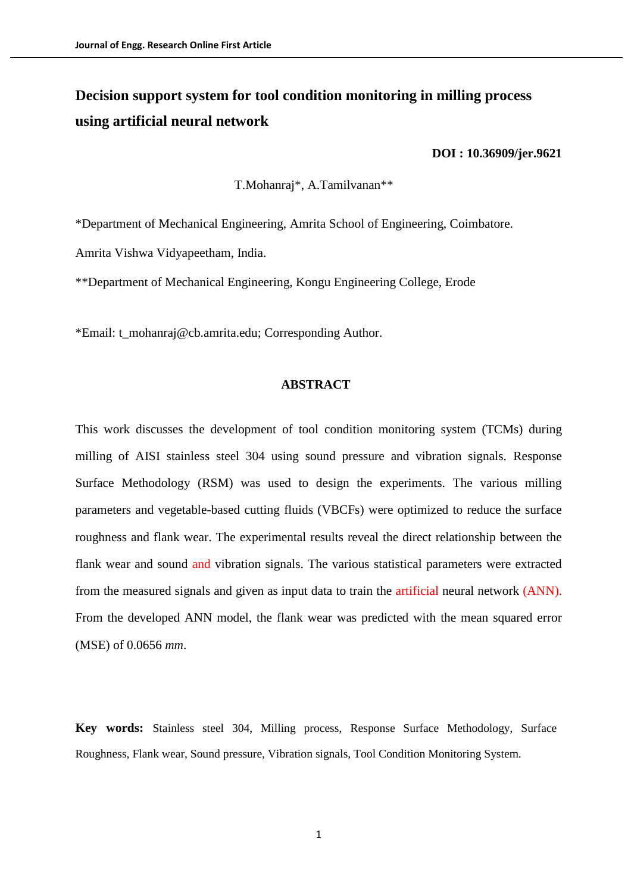# Decision support system for tool condition monitoring in milling process using artificial neural network

**DOI : 10.36909/jer.9621**

T.Mohanraj*, A.Tamilvanan**

*Department of Mechanical Engineering, Amrita School of Engineering, Coimbatore. Amrita Vishwa Vidyapeetham, India.

**Department of Mechanical Engineering, Kongu Engineering College, Erode

*Email: t_mohanraj@cb.amrita.edu; Corresponding Author.

## ABSTRACT

This work discusses the development of tool condition monitoring system (TCMs) during milling of AISI stainless steel 304 using sound pressure and vibration signals. Response Surface Methodology (RSM) was used to design the experiments. The various milling parameters and vegetable-based cutting fluids (VBCFs) were optimized to reduce the surface roughness and flank wear. The experimental results reveal the direct relationship between the flank wear and sound and vibration signals. The various statistical parameters were extracted from the measured signals and given as input data to train the artificial neural network (ANN). From the developed ANN model, the flank wear was predicted with the mean squared error (MSE) of 0.0656 *mm*.

**Key words:** Stainless steel 304, Milling process, Response Surface Methodology, Surface Roughness, Flank wear, Sound pressure, Vibration signals, Tool Condition Monitoring System.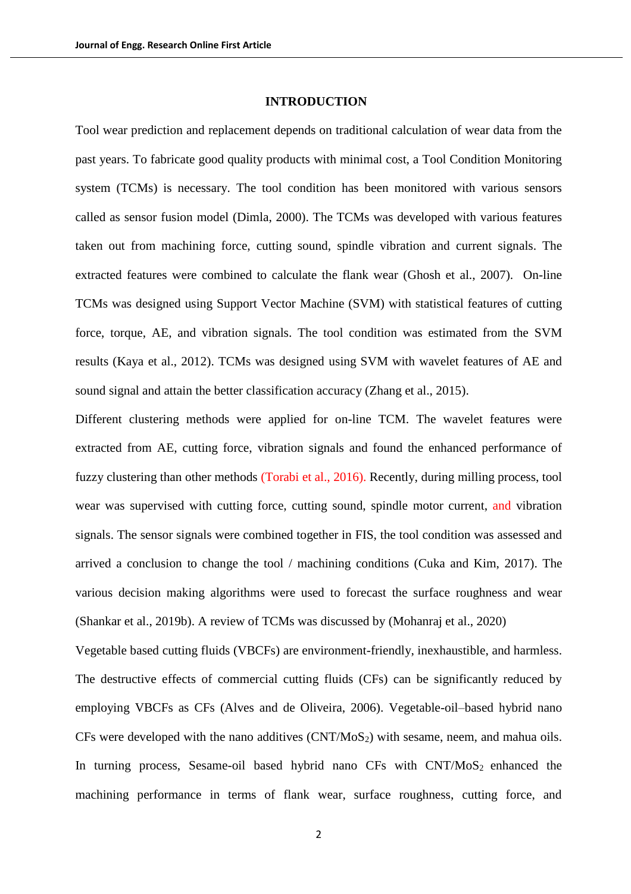## INTRODUCTION

Tool wear prediction and replacement depends on traditional calculation of wear data from the past years. To fabricate good quality products with minimal cost, a Tool Condition Monitoring system (TCMs) is necessary. The tool condition has been monitored with various sensors called as sensor fusion model (Dimla, 2000). The TCMs was developed with various features taken out from machining force, cutting sound, spindle vibration and current signals. The extracted features were combined to calculate the flank wear (Ghosh et al., 2007). On-line TCMs was designed using Support Vector Machine (SVM) with statistical features of cutting force, torque, AE, and vibration signals. The tool condition was estimated from the SVM results (Kaya et al., 2012). TCMs was designed using SVM with wavelet features of AE and sound signal and attain the better classification accuracy (Zhang et al., 2015).

Different clustering methods were applied for on-line TCM. The wavelet features were extracted from AE, cutting force, vibration signals and found the enhanced performance of fuzzy clustering than other methods (Torabi et al., 2016). Recently, during milling process, tool wear was supervised with cutting force, cutting sound, spindle motor current, and vibration signals. The sensor signals were combined together in FIS, the tool condition was assessed and arrived a conclusion to change the tool / machining conditions (Cuka and Kim, 2017). The various decision making algorithms were used to forecast the surface roughness and wear (Shankar et al., 2019b). A review of TCMs was discussed by (Mohanraj et al., 2020)

Vegetable based cutting fluids (VBCFs) are environment-friendly, inexhaustible, and harmless. The destructive effects of commercial cutting fluids (CFs) can be significantly reduced by employing VBCFs as CFs (Alves and de Oliveira, 2006). Vegetable-oil–based hybrid nano CFs were developed with the nano additives (CNT/$MoS_2$) with sesame, neem, and mahua oils. In turning process, Sesame-oil based hybrid nano CFs with CNT/$MoS_2$ enhanced the machining performance in terms of flank wear, surface roughness, cutting force, and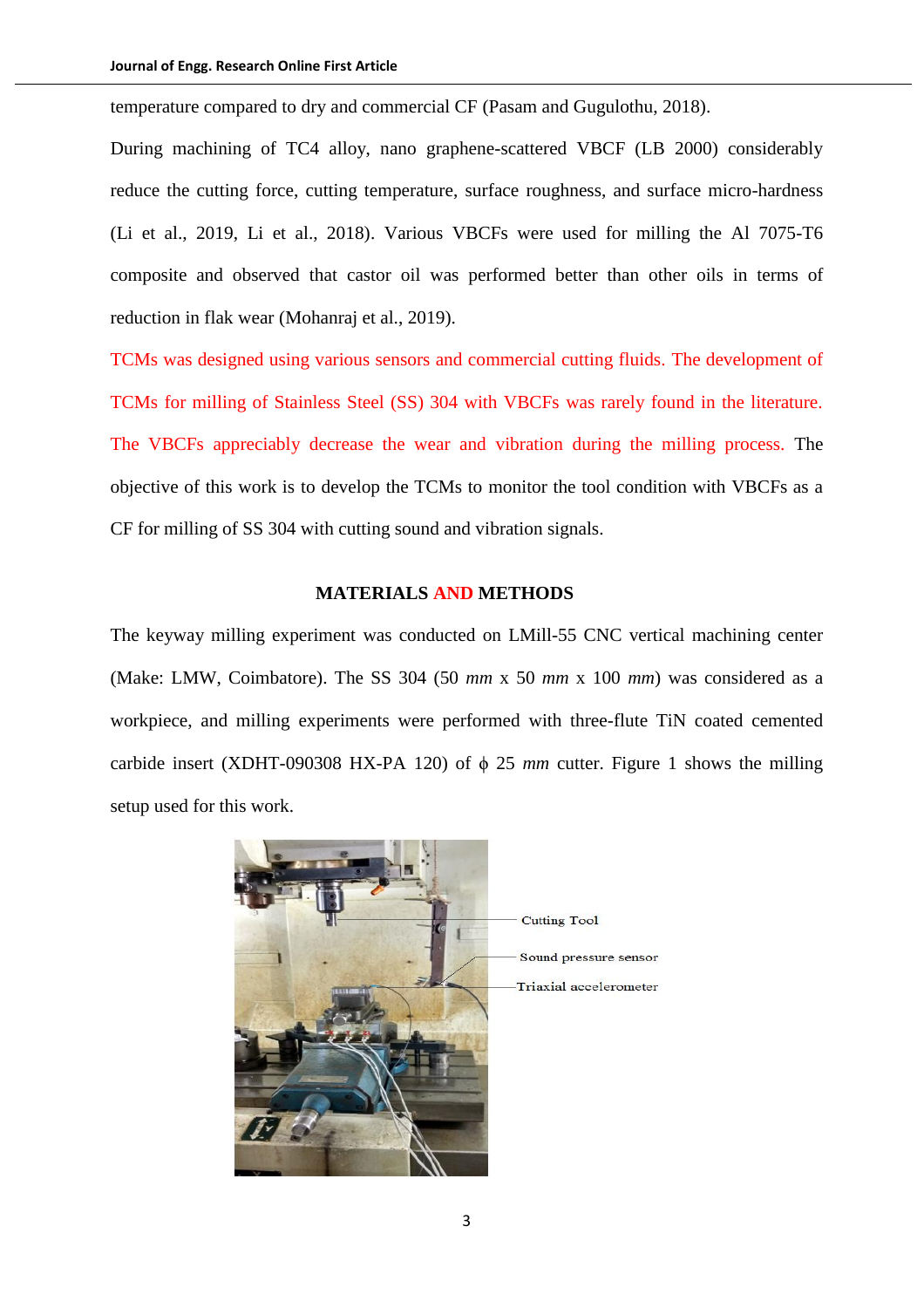temperature compared to dry and commercial CF (Pasam and Gugulothu, 2018).

During machining of TC4 alloy, nano graphene-scattered VBCF (LB 2000) considerably reduce the cutting force, cutting temperature, surface roughness, and surface micro-hardness (Li et al., 2019, Li et al., 2018). Various VBCFs were used for milling the Al 7075-T6 composite and observed that castor oil was performed better than other oils in terms of reduction in flak wear (Mohanraj et al., 2019).

TCMs was designed using various sensors and commercial cutting fluids. The development of TCMs for milling of Stainless Steel (SS) 304 with VBCFs was rarely found in the literature. The VBCFs appreciably decrease the wear and vibration during the milling process. The objective of this work is to develop the TCMs to monitor the tool condition with VBCFs as a CF for milling of SS 304 with cutting sound and vibration signals.

## MATERIALS AND METHODS

The keyway milling experiment was conducted on LMill-55 CNC vertical machining center (Make: LMW, Coimbatore). The SS 304 (50 *mm* x 50 *mm* x 100 *mm*) was considered as a workpiece, and milling experiments were performed with three-flute TiN coated cemented carbide insert (XDHT-090308 HX-PA 120) of ϕ 25 *mm* cutter. Figure 1 shows the milling setup used for this work.

Cutting Tool

Sound pressure sensor

Triaxial accelerometer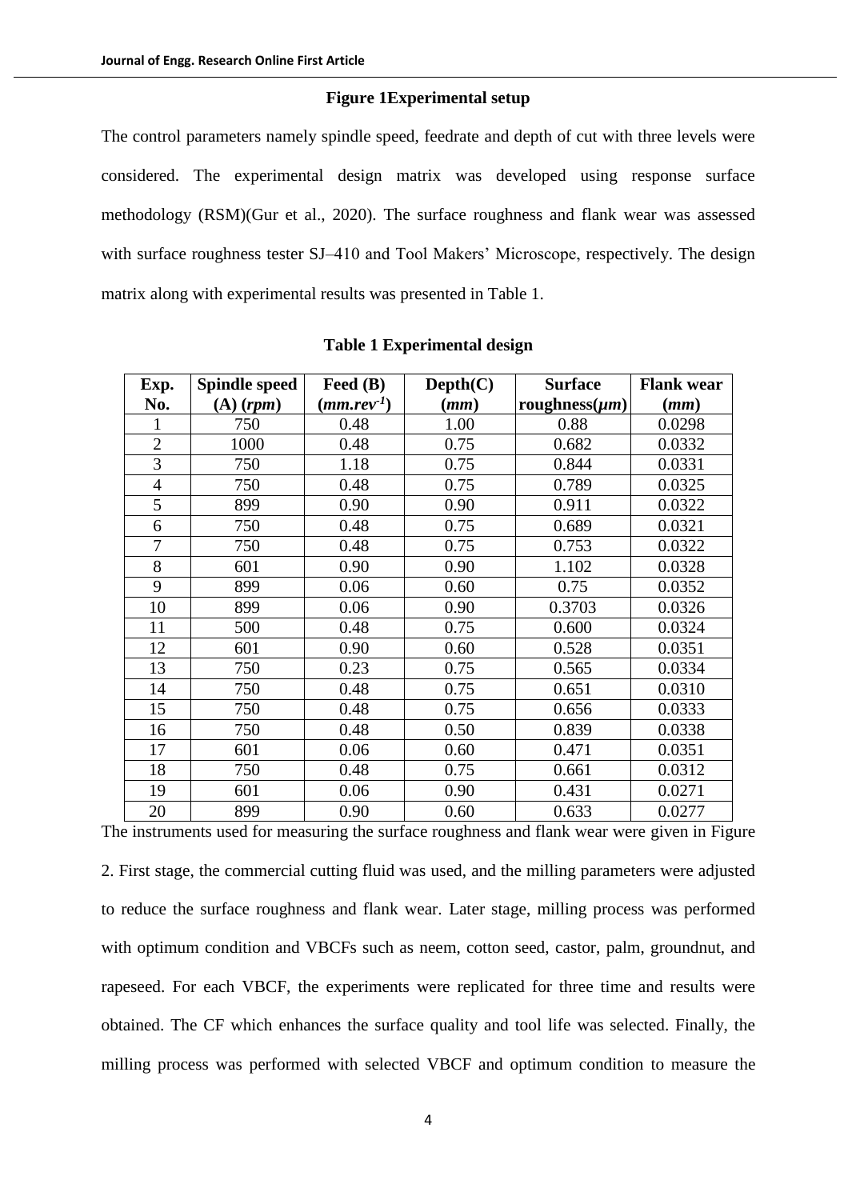**Figure 1Experimental setup**

The control parameters namely spindle speed, feedrate and depth of cut with three levels were considered. The experimental design matrix was developed using response surface methodology (RSM)(Gur et al., 2020). The surface roughness and flank wear was assessed with surface roughness tester SJ–410 and Tool Makers' Microscope, respectively. The design matrix along with experimental results was presented in Table 1.

**Table 1 Experimental design**

| Exp. No. | Spindle speed (A) (*rpm*) | Feed (B) ($mm.rev^{-1}$) | Depth(C) (*mm*) | Surface roughness($\mu m$) | Flank wear (*mm*) |
|---|---|---|---|---|---|
| 1 | 750 | 0.48 | 1.00 | 0.88 | 0.0298 |
| 2 | 1000 | 0.48 | 0.75 | 0.682 | 0.0332 |
| 3 | 750 | 1.18 | 0.75 | 0.844 | 0.0331 |
| 4 | 750 | 0.48 | 0.75 | 0.789 | 0.0325 |
| 5 | 899 | 0.90 | 0.90 | 0.911 | 0.0322 |
| 6 | 750 | 0.48 | 0.75 | 0.689 | 0.0321 |
| 7 | 750 | 0.48 | 0.75 | 0.753 | 0.0322 |
| 8 | 601 | 0.90 | 0.90 | 1.102 | 0.0328 |
| 9 | 899 | 0.06 | 0.60 | 0.75 | 0.0352 |
| 10 | 899 | 0.06 | 0.90 | 0.3703 | 0.0326 |
| 11 | 500 | 0.48 | 0.75 | 0.600 | 0.0324 |
| 12 | 601 | 0.90 | 0.60 | 0.528 | 0.0351 |
| 13 | 750 | 0.23 | 0.75 | 0.565 | 0.0334 |
| 14 | 750 | 0.48 | 0.75 | 0.651 | 0.0310 |
| 15 | 750 | 0.48 | 0.75 | 0.656 | 0.0333 |
| 16 | 750 | 0.48 | 0.50 | 0.839 | 0.0338 |
| 17 | 601 | 0.06 | 0.60 | 0.471 | 0.0351 |
| 18 | 750 | 0.48 | 0.75 | 0.661 | 0.0312 |
| 19 | 601 | 0.06 | 0.90 | 0.431 | 0.0271 |
| 20 | 899 | 0.90 | 0.60 | 0.633 | 0.0277 |

The instruments used for measuring the surface roughness and flank wear were given in Figure 2. First stage, the commercial cutting fluid was used, and the milling parameters were adjusted to reduce the surface roughness and flank wear. Later stage, milling process was performed with optimum condition and VBCFs such as neem, cotton seed, castor, palm, groundnut, and rapeseed. For each VBCF, the experiments were replicated for three time and results were obtained. The CF which enhances the surface quality and tool life was selected. Finally, the milling process was performed with selected VBCF and optimum condition to measure the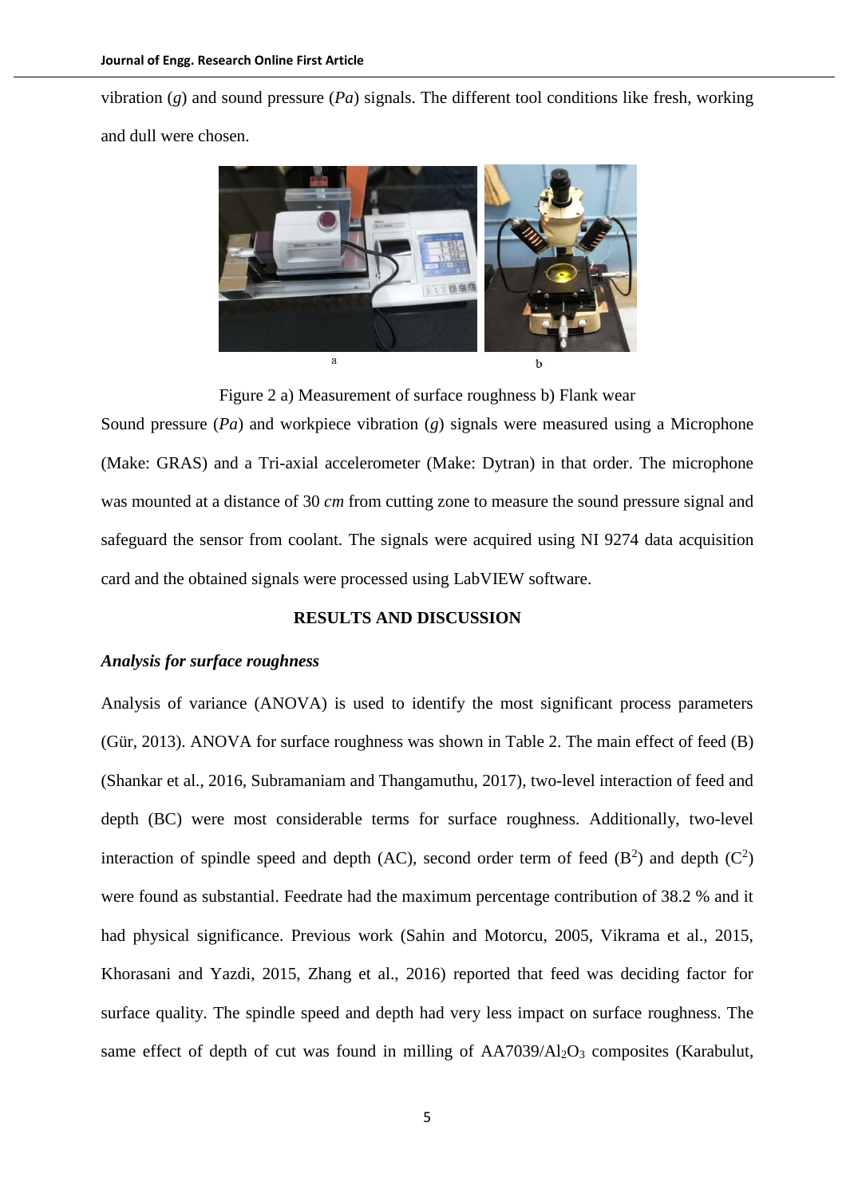vibration (*g*) and sound pressure (*Pa*) signals. The different tool conditions like fresh, working and dull were chosen.

Figure 2 a) Measurement of surface roughness b) Flank wear

Sound pressure (*Pa*) and workpiece vibration (*g*) signals were measured using a Microphone (Make: GRAS) and a Tri-axial accelerometer (Make: Dytran) in that order. The microphone was mounted at a distance of 30 *cm* from cutting zone to measure the sound pressure signal and safeguard the sensor from coolant. The signals were acquired using NI 9274 data acquisition card and the obtained signals were processed using LabVIEW software.

## RESULTS AND DISCUSSION

### *Analysis for surface roughness*

Analysis of variance (ANOVA) is used to identify the most significant process parameters (Gür, 2013). ANOVA for surface roughness was shown in Table 2. The main effect of feed (B) (Shankar et al., 2016, Subramaniam and Thangamuthu, 2017), two-level interaction of feed and depth (BC) were most considerable terms for surface roughness. Additionally, two-level interaction of spindle speed and depth (AC), second order term of feed ($B^2$) and depth ($C^2$) were found as substantial. Feedrate had the maximum percentage contribution of 38.2 % and it had physical significance. Previous work (Sahin and Motorcu, 2005, Vikrama et al., 2015, Khorasani and Yazdi, 2015, Zhang et al., 2016) reported that feed was deciding factor for surface quality. The spindle speed and depth had very less impact on surface roughness. The same effect of depth of cut was found in milling of AA7039/$Al_2O_3$ composites (Karabulut,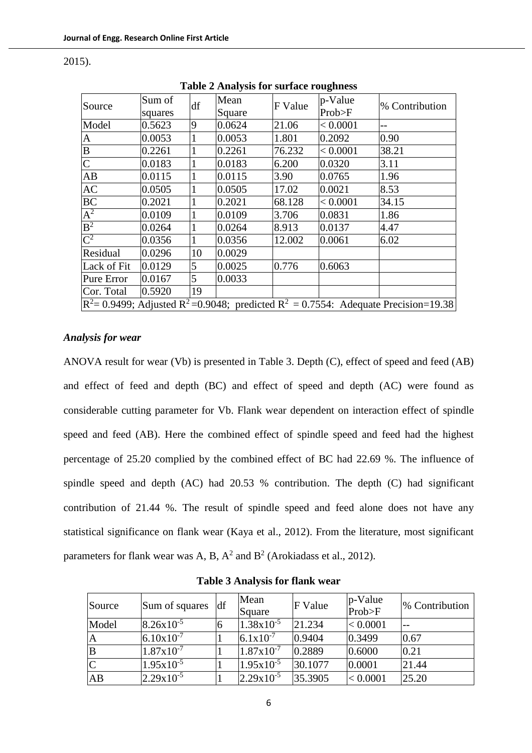2015).

**Table 2 Analysis for surface roughness**

| Source | Sum of squares | df | Mean Square | F Value | p-Value Prob>F | % Contribution |
|---|---|---|---|---|---|---|
| Model | 0.5623 | 9 | 0.0624 | 21.06 | < 0.0001 | -- |
| A | 0.0053 | 1 | 0.0053 | 1.801 | 0.2092 | 0.90 |
| B | 0.2261 | 1 | 0.2261 | 76.232 | < 0.0001 | 38.21 |
| C | 0.0183 | 1 | 0.0183 | 6.200 | 0.0320 | 3.11 |
| AB | 0.0115 | 1 | 0.0115 | 3.90 | 0.0765 | 1.96 |
| AC | 0.0505 | 1 | 0.0505 | 17.02 | 0.0021 | 8.53 |
| BC | 0.2021 | 1 | 0.2021 | 68.128 | < 0.0001 | 34.15 |
| $A^2$ | 0.0109 | 1 | 0.0109 | 3.706 | 0.0831 | 1.86 |
| $B^2$ | 0.0264 | 1 | 0.0264 | 8.913 | 0.0137 | 4.47 |
| $C^2$ | 0.0356 | 1 | 0.0356 | 12.002 | 0.0061 | 6.02 |
| Residual | 0.0296 | 10 | 0.0029 | | | |
| Lack of Fit | 0.0129 | 5 | 0.0025 | 0.776 | 0.6063 | |
| Pure Error | 0.0167 | 5 | 0.0033 | | | |
| Cor. Total | 0.5920 | 19 | | | | |
| $R^2$= 0.9499; Adjusted $R^2$ =0.9048; predicted $R^2$ = 0.7554: Adequate Precision=19.38 | | | | | | |

### *Analysis for wear*

ANOVA result for wear (Vb) is presented in Table 3. Depth (C), effect of speed and feed (AB) and effect of feed and depth (BC) and effect of speed and depth (AC) were found as considerable cutting parameter for Vb. Flank wear dependent on interaction effect of spindle speed and feed (AB). Here the combined effect of spindle speed and feed had the highest percentage of 25.20 complied by the combined effect of BC had 22.69 %. The influence of spindle speed and depth (AC) had 20.53 % contribution. The depth (C) had significant contribution of 21.44 %. The result of spindle speed and feed alone does not have any statistical significance on flank wear (Kaya et al., 2012). From the literature, most significant parameters for flank wear was A, B, $A^2$ and $B^2$ (Arokiadass et al., 2012).

**Table 3 Analysis for flank wear**

| Source | Sum of squares | df | Mean Square | F Value | p-Value Prob>F | % Contribution |
|---|---|---|---|---|---|---|
| Model | $8.26\text{x}10^{-5}$ | 6 | $1.38\text{x}10^{-5}$ | 21.234 | < 0.0001 | -- |
| A | $6.10\text{x}10^{-7}$ | 1 | $6.1\text{x}10^{-7}$ | 0.9404 | 0.3499 | 0.67 |
| B | $1.87\text{x}10^{-7}$ | 1 | $1.87\text{x}10^{-7}$ | 0.2889 | 0.6000 | 0.21 |
| C | $1.95\text{x}10^{-5}$ | 1 | $1.95\text{x}10^{-5}$ | 30.1077 | 0.0001 | 21.44 |
| AB | $2.29\text{x}10^{-5}$ | 1 | $2.29\text{x}10^{-5}$ | 35.3905 | < 0.0001 | 25.20 |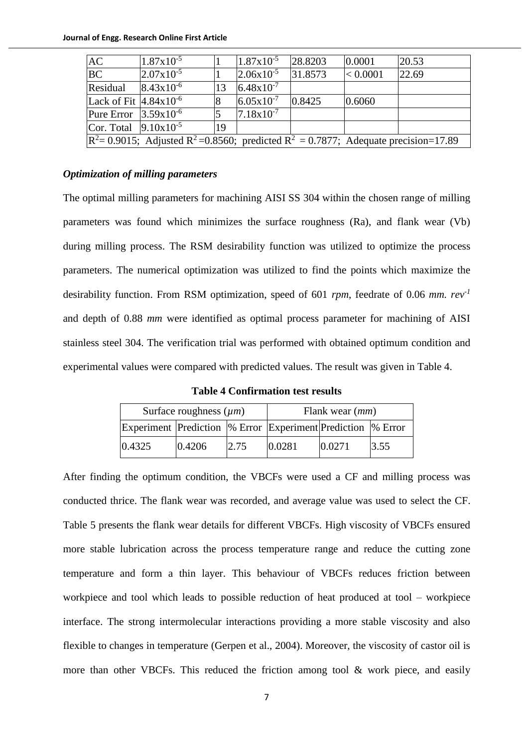| AC | $1.87x10^{-5}$ | 1 | $1.87x10^{-5}$ | 28.8203 | 0.0001 | 20.53 |
|---|---|---|---|---|---|---|
| BC | $2.07x10^{-5}$ | 1 | $2.06x10^{-5}$ | 31.8573 | < 0.0001 | 22.69 |
| Residual | $8.43x10^{-6}$ | 13 | $6.48x10^{-7}$ | | | |
| Lack of Fit | $4.84x10^{-6}$ | 8 | $6.05x10^{-7}$ | 0.8425 | 0.6060 | |
| Pure Error | $3.59x10^{-6}$ | 5 | $7.18x10^{-7}$ | | | |
| Cor. Total | $9.10x10^{-5}$ | 19 | | | | |
| $R^2$= 0.9015; Adjusted $R^2$ =0.8560; predicted $R^2$ = 0.7877; Adequate precision=17.89 | | | | | | |

### *Optimization of milling parameters*

The optimal milling parameters for machining AISI SS 304 within the chosen range of milling parameters was found which minimizes the surface roughness (Ra), and flank wear (Vb) during milling process. The RSM desirability function was utilized to optimize the process parameters. The numerical optimization was utilized to find the points which maximize the desirability function. From RSM optimization, speed of 601 *rpm*, feedrate of 0.06 *mm. rev*$^{-1}$ and depth of 0.88 *mm* were identified as optimal process parameter for machining of AISI stainless steel 304. The verification trial was performed with obtained optimum condition and experimental values were compared with predicted values. The result was given in Table 4.

**Table 4 Confirmation test results**

| Surface roughness (*µm*) | | | Flank wear (*mm*) | | |
|---|---|---|---|---|---|
| Experiment | Prediction | % Error | Experiment | Prediction | % Error |
| 0.4325 | 0.4206 | 2.75 | 0.0281 | 0.0271 | 3.55 |

After finding the optimum condition, the VBCFs were used a CF and milling process was conducted thrice. The flank wear was recorded, and average value was used to select the CF. Table 5 presents the flank wear details for different VBCFs. High viscosity of VBCFs ensured more stable lubrication across the process temperature range and reduce the cutting zone temperature and form a thin layer. This behaviour of VBCFs reduces friction between workpiece and tool which leads to possible reduction of heat produced at tool – workpiece interface. The strong intermolecular interactions providing a more stable viscosity and also flexible to changes in temperature (Gerpen et al., 2004). Moreover, the viscosity of castor oil is more than other VBCFs. This reduced the friction among tool & work piece, and easily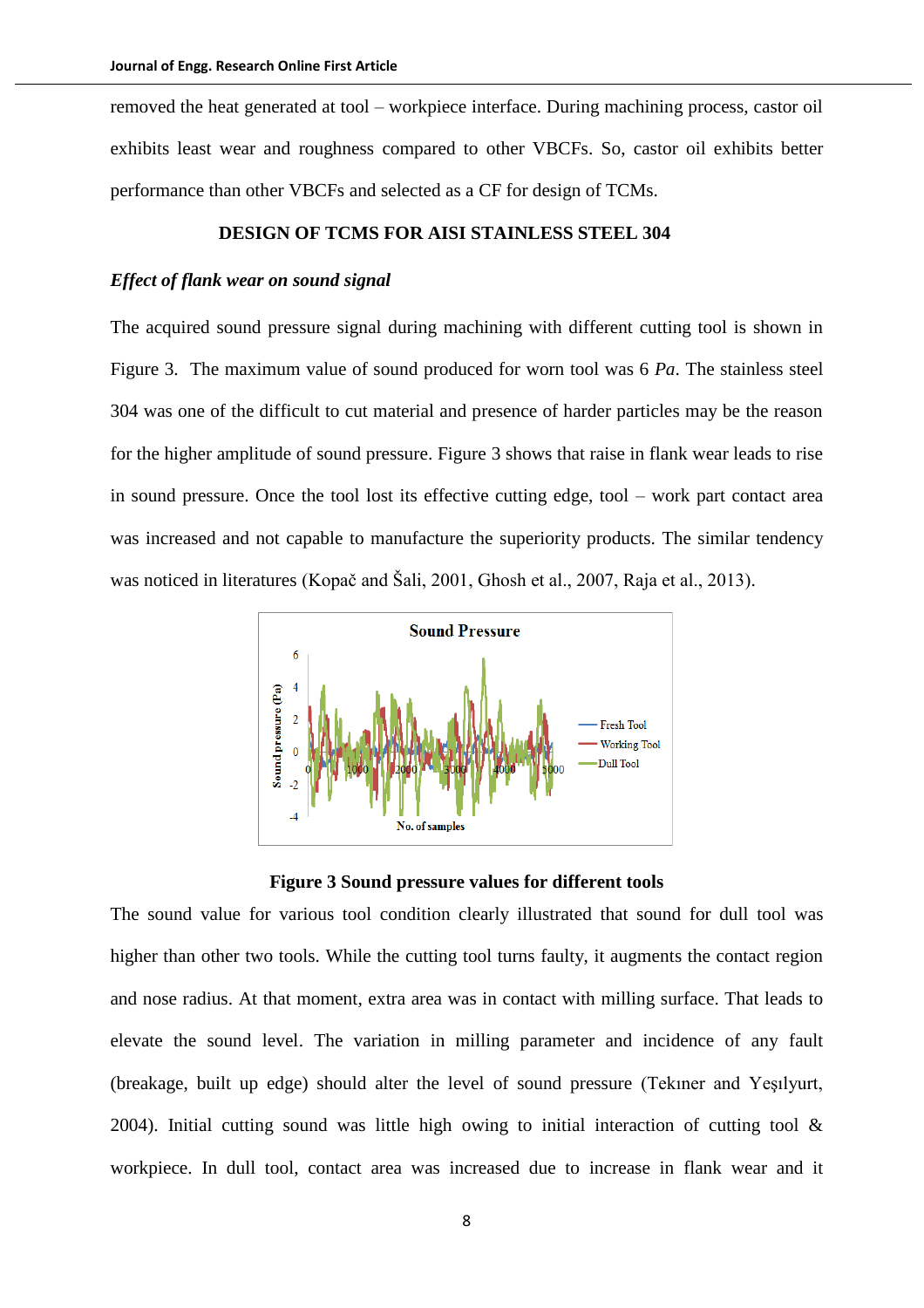removed the heat generated at tool – workpiece interface. During machining process, castor oil exhibits least wear and roughness compared to other VBCFs. So, castor oil exhibits better performance than other VBCFs and selected as a CF for design of TCMs.

## DESIGN OF TCMS FOR AISI STAINLESS STEEL 304

### *Effect of flank wear on sound signal*

The acquired sound pressure signal during machining with different cutting tool is shown in Figure 3. The maximum value of sound produced for worn tool was 6 *Pa*. The stainless steel 304 was one of the difficult to cut material and presence of harder particles may be the reason for the higher amplitude of sound pressure. Figure 3 shows that raise in flank wear leads to rise in sound pressure. Once the tool lost its effective cutting edge, tool – work part contact area was increased and not capable to manufacture the superiority products. The similar tendency was noticed in literatures (Kopač and Šali, 2001, Ghosh et al., 2007, Raja et al., 2013).

**Figure 3 Sound pressure values for different tools**

The sound value for various tool condition clearly illustrated that sound for dull tool was higher than other two tools. While the cutting tool turns faulty, it augments the contact region and nose radius. At that moment, extra area was in contact with milling surface. That leads to elevate the sound level. The variation in milling parameter and incidence of any fault (breakage, built up edge) should alter the level of sound pressure (Tekıner and Yeşılyurt, 2004). Initial cutting sound was little high owing to initial interaction of cutting tool & workpiece. In dull tool, contact area was increased due to increase in flank wear and it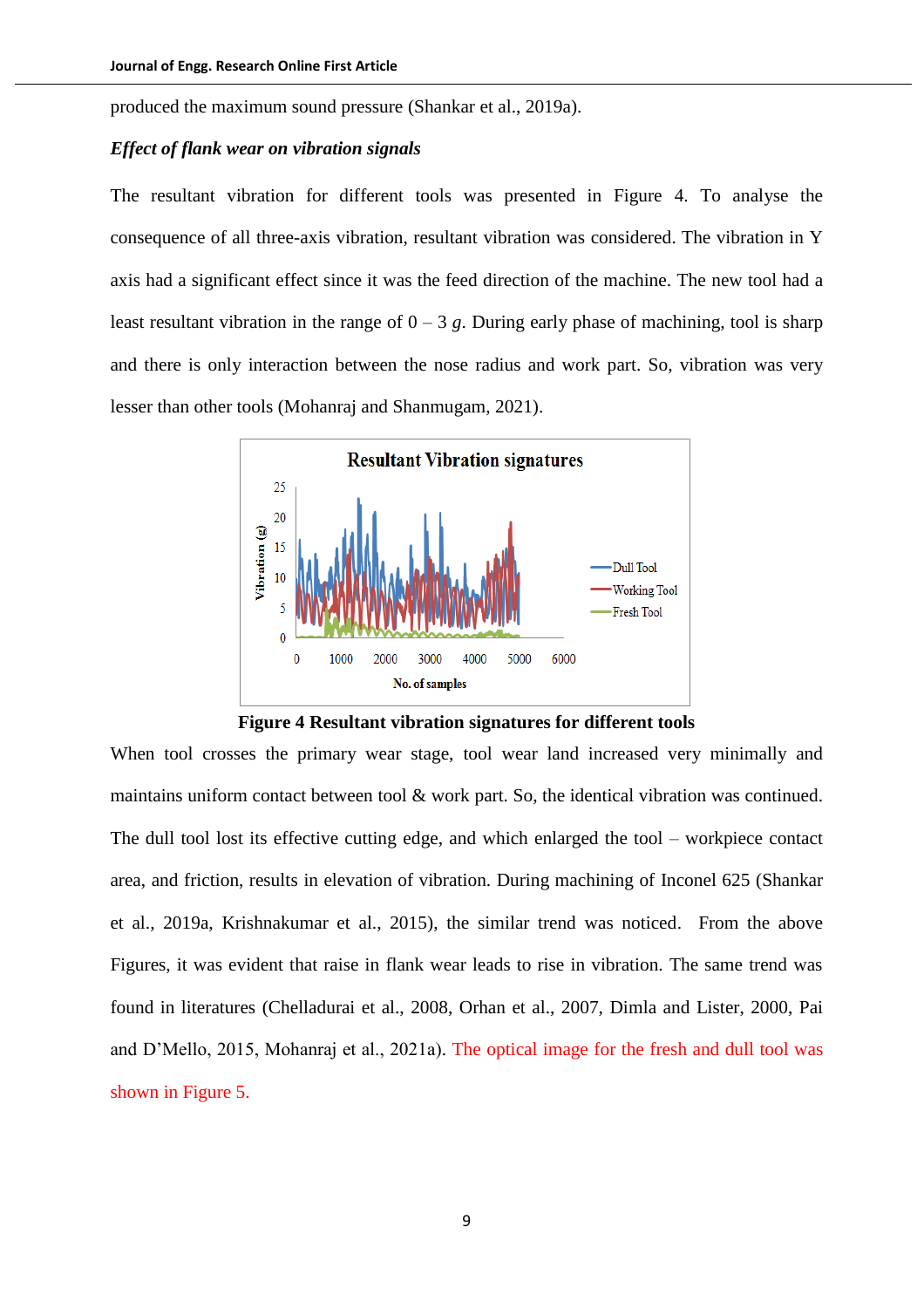produced the maximum sound pressure (Shankar et al., 2019a).

### *Effect of flank wear on vibration signals*

The resultant vibration for different tools was presented in Figure 4. To analyse the consequence of all three-axis vibration, resultant vibration was considered. The vibration in Y axis had a significant effect since it was the feed direction of the machine. The new tool had a least resultant vibration in the range of 0 – 3 *g*. During early phase of machining, tool is sharp and there is only interaction between the nose radius and work part. So, vibration was very lesser than other tools (Mohanraj and Shanmugam, 2021).

**Figure 4 Resultant vibration signatures for different tools**

When tool crosses the primary wear stage, tool wear land increased very minimally and maintains uniform contact between tool & work part. So, the identical vibration was continued. The dull tool lost its effective cutting edge, and which enlarged the tool – workpiece contact area, and friction, results in elevation of vibration. During machining of Inconel 625 (Shankar et al., 2019a, Krishnakumar et al., 2015), the similar trend was noticed. From the above Figures, it was evident that raise in flank wear leads to rise in vibration. The same trend was found in literatures (Chelladurai et al., 2008, Orhan et al., 2007, Dimla and Lister, 2000, Pai and D'Mello, 2015, Mohanraj et al., 2021a). The optical image for the fresh and dull tool was shown in Figure 5.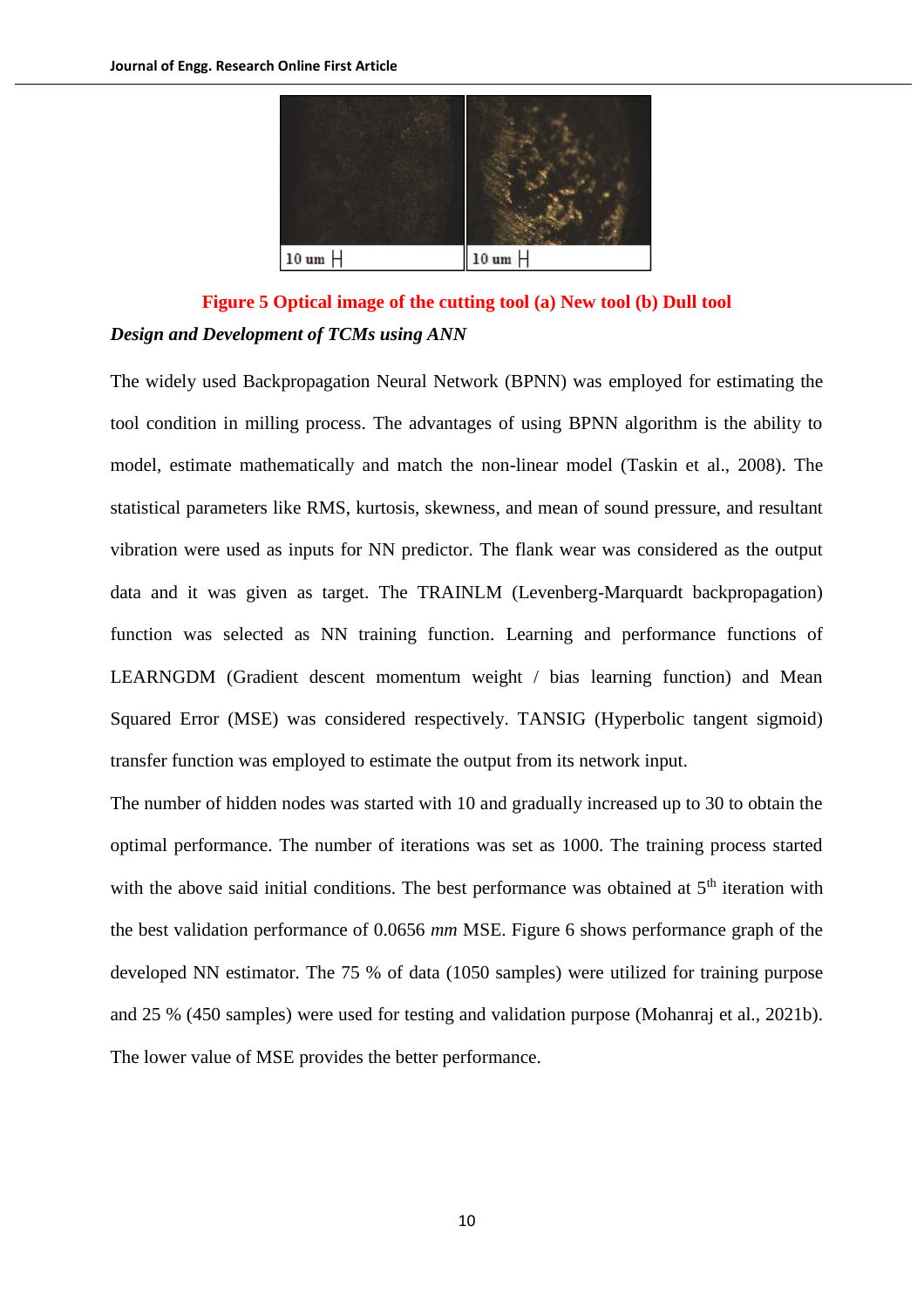**Figure 5 Optical image of the cutting tool (a) New tool (b) Dull tool**

***Design and Development of TCMs using ANN***

The widely used Backpropagation Neural Network (BPNN) was employed for estimating the tool condition in milling process. The advantages of using BPNN algorithm is the ability to model, estimate mathematically and match the non-linear model (Taskin et al., 2008). The statistical parameters like RMS, kurtosis, skewness, and mean of sound pressure, and resultant vibration were used as inputs for NN predictor. The flank wear was considered as the output data and it was given as target. The TRAINLM (Levenberg-Marquardt backpropagation) function was selected as NN training function. Learning and performance functions of LEARNGDM (Gradient descent momentum weight / bias learning function) and Mean Squared Error (MSE) was considered respectively. TANSIG (Hyperbolic tangent sigmoid) transfer function was employed to estimate the output from its network input.

The number of hidden nodes was started with 10 and gradually increased up to 30 to obtain the optimal performance. The number of iterations was set as 1000. The training process started with the above said initial conditions. The best performance was obtained at $5^{th}$ iteration with the best validation performance of 0.0656 *mm* MSE. Figure 6 shows performance graph of the developed NN estimator. The 75 % of data (1050 samples) were utilized for training purpose and 25 % (450 samples) were used for testing and validation purpose (Mohanraj et al., 2021b). The lower value of MSE provides the better performance.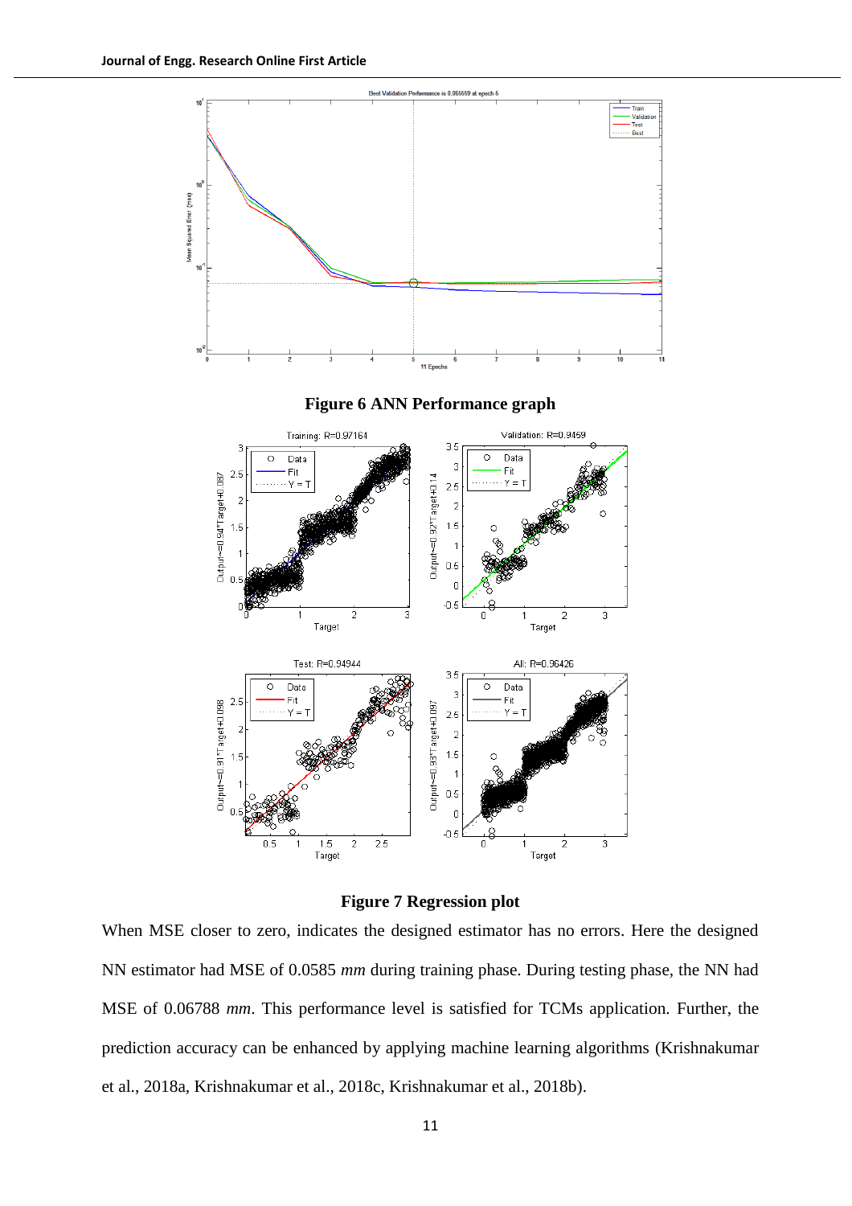**Figure 6 ANN Performance graph**

**Figure 7 Regression plot**

When MSE closer to zero, indicates the designed estimator has no errors. Here the designed NN estimator had MSE of 0.0585 *mm* during training phase. During testing phase, the NN had MSE of 0.06788 *mm*. This performance level is satisfied for TCMs application. Further, the prediction accuracy can be enhanced by applying machine learning algorithms (Krishnakumar et al., 2018a, Krishnakumar et al., 2018c, Krishnakumar et al., 2018b).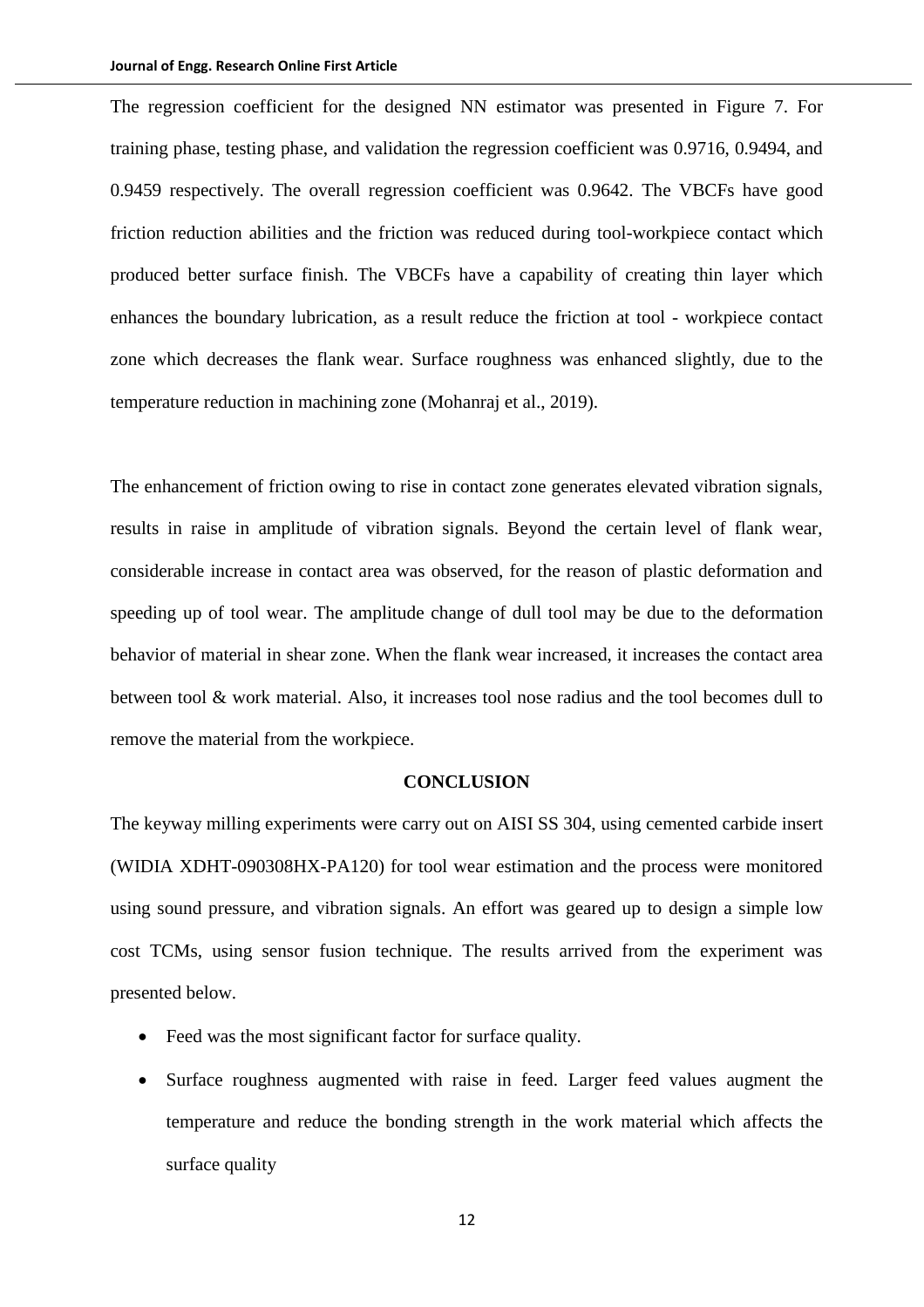The regression coefficient for the designed NN estimator was presented in Figure 7. For training phase, testing phase, and validation the regression coefficient was 0.9716, 0.9494, and 0.9459 respectively. The overall regression coefficient was 0.9642. The VBCFs have good friction reduction abilities and the friction was reduced during tool-workpiece contact which produced better surface finish. The VBCFs have a capability of creating thin layer which enhances the boundary lubrication, as a result reduce the friction at tool - workpiece contact zone which decreases the flank wear. Surface roughness was enhanced slightly, due to the temperature reduction in machining zone (Mohanraj et al., 2019).

The enhancement of friction owing to rise in contact zone generates elevated vibration signals, results in raise in amplitude of vibration signals. Beyond the certain level of flank wear, considerable increase in contact area was observed, for the reason of plastic deformation and speeding up of tool wear. The amplitude change of dull tool may be due to the deformation behavior of material in shear zone. When the flank wear increased, it increases the contact area between tool & work material. Also, it increases tool nose radius and the tool becomes dull to remove the material from the workpiece.

## CONCLUSION

The keyway milling experiments were carry out on AISI SS 304, using cemented carbide insert (WIDIA XDHT-090308HX-PA120) for tool wear estimation and the process were monitored using sound pressure, and vibration signals. An effort was geared up to design a simple low cost TCMs, using sensor fusion technique. The results arrived from the experiment was presented below.

- Feed was the most significant factor for surface quality.
- Surface roughness augmented with raise in feed. Larger feed values augment the temperature and reduce the bonding strength in the work material which affects the surface quality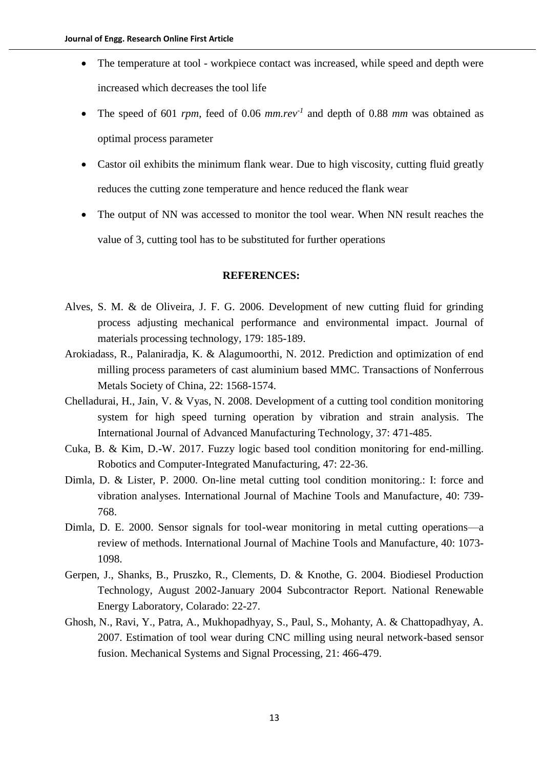- The temperature at tool - workpiece contact was increased, while speed and depth were increased which decreases the tool life
- The speed of 601 *rpm*, feed of 0.06 *mm.rev*$^{-1}$ and depth of 0.88 *mm* was obtained as optimal process parameter
- Castor oil exhibits the minimum flank wear. Due to high viscosity, cutting fluid greatly reduces the cutting zone temperature and hence reduced the flank wear
- The output of NN was accessed to monitor the tool wear. When NN result reaches the value of 3, cutting tool has to be substituted for further operations

**REFERENCES:**

Alves, S. M. & de Oliveira, J. F. G. 2006. Development of new cutting fluid for grinding process adjusting mechanical performance and environmental impact. Journal of materials processing technology, 179: 185-189.

Arokiadass, R., Palaniradja, K. & Alagumoorthi, N. 2012. Prediction and optimization of end milling process parameters of cast aluminium based MMC. Transactions of Nonferrous Metals Society of China, 22: 1568-1574.

Chelladurai, H., Jain, V. & Vyas, N. 2008. Development of a cutting tool condition monitoring system for high speed turning operation by vibration and strain analysis. The International Journal of Advanced Manufacturing Technology, 37: 471-485.

Cuka, B. & Kim, D.-W. 2017. Fuzzy logic based tool condition monitoring for end-milling. Robotics and Computer-Integrated Manufacturing, 47: 22-36.

Dimla, D. & Lister, P. 2000. On-line metal cutting tool condition monitoring.: I: force and vibration analyses. International Journal of Machine Tools and Manufacture, 40: 739-768.

Dimla, D. E. 2000. Sensor signals for tool-wear monitoring in metal cutting operations—a review of methods. International Journal of Machine Tools and Manufacture, 40: 1073-1098.

Gerpen, J., Shanks, B., Pruszko, R., Clements, D. & Knothe, G. 2004. Biodiesel Production Technology, August 2002-January 2004 Subcontractor Report. National Renewable Energy Laboratory, Colarado: 22-27.

Ghosh, N., Ravi, Y., Patra, A., Mukhopadhyay, S., Paul, S., Mohanty, A. & Chattopadhyay, A. 2007. Estimation of tool wear during CNC milling using neural network-based sensor fusion. Mechanical Systems and Signal Processing, 21: 466-479.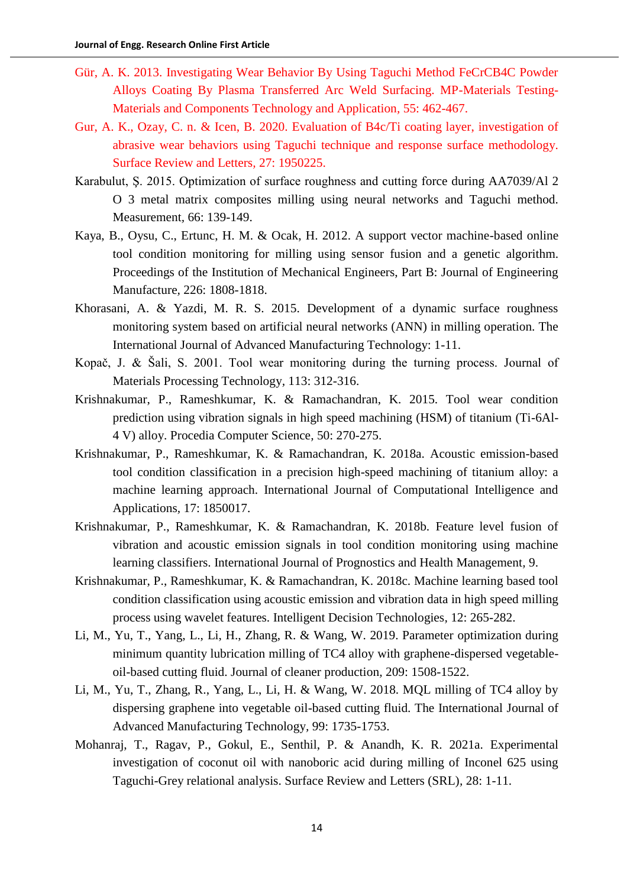Gür, A. K. 2013. Investigating Wear Behavior By Using Taguchi Method FeCrCB4C Powder Alloys Coating By Plasma Transferred Arc Weld Surfacing. MP-Materials Testing-Materials and Components Technology and Application, 55: 462-467.

Gur, A. K., Ozay, C. n. & Icen, B. 2020. Evaluation of B4c/Ti coating layer, investigation of abrasive wear behaviors using Taguchi technique and response surface methodology. Surface Review and Letters, 27: 1950225.

Karabulut, Ş. 2015. Optimization of surface roughness and cutting force during AA7039/Al 2 O 3 metal matrix composites milling using neural networks and Taguchi method. Measurement, 66: 139-149.

Kaya, B., Oysu, C., Ertunc, H. M. & Ocak, H. 2012. A support vector machine-based online tool condition monitoring for milling using sensor fusion and a genetic algorithm. Proceedings of the Institution of Mechanical Engineers, Part B: Journal of Engineering Manufacture, 226: 1808-1818.

Khorasani, A. & Yazdi, M. R. S. 2015. Development of a dynamic surface roughness monitoring system based on artificial neural networks (ANN) in milling operation. The International Journal of Advanced Manufacturing Technology: 1-11.

Kopač, J. & Šali, S. 2001. Tool wear monitoring during the turning process. Journal of Materials Processing Technology, 113: 312-316.

Krishnakumar, P., Rameshkumar, K. & Ramachandran, K. 2015. Tool wear condition prediction using vibration signals in high speed machining (HSM) of titanium (Ti-6Al-4 V) alloy. Procedia Computer Science, 50: 270-275.

Krishnakumar, P., Rameshkumar, K. & Ramachandran, K. 2018a. Acoustic emission-based tool condition classification in a precision high-speed machining of titanium alloy: a machine learning approach. International Journal of Computational Intelligence and Applications, 17: 1850017.

Krishnakumar, P., Rameshkumar, K. & Ramachandran, K. 2018b. Feature level fusion of vibration and acoustic emission signals in tool condition monitoring using machine learning classifiers. International Journal of Prognostics and Health Management, 9.

Krishnakumar, P., Rameshkumar, K. & Ramachandran, K. 2018c. Machine learning based tool condition classification using acoustic emission and vibration data in high speed milling process using wavelet features. Intelligent Decision Technologies, 12: 265-282.

Li, M., Yu, T., Yang, L., Li, H., Zhang, R. & Wang, W. 2019. Parameter optimization during minimum quantity lubrication milling of TC4 alloy with graphene-dispersed vegetable-oil-based cutting fluid. Journal of cleaner production, 209: 1508-1522.

Li, M., Yu, T., Zhang, R., Yang, L., Li, H. & Wang, W. 2018. MQL milling of TC4 alloy by dispersing graphene into vegetable oil-based cutting fluid. The International Journal of Advanced Manufacturing Technology, 99: 1735-1753.

Mohanraj, T., Ragav, P., Gokul, E., Senthil, P. & Anandh, K. R. 2021a. Experimental investigation of coconut oil with nanoboric acid during milling of Inconel 625 using Taguchi-Grey relational analysis. Surface Review and Letters (SRL), 28: 1-11.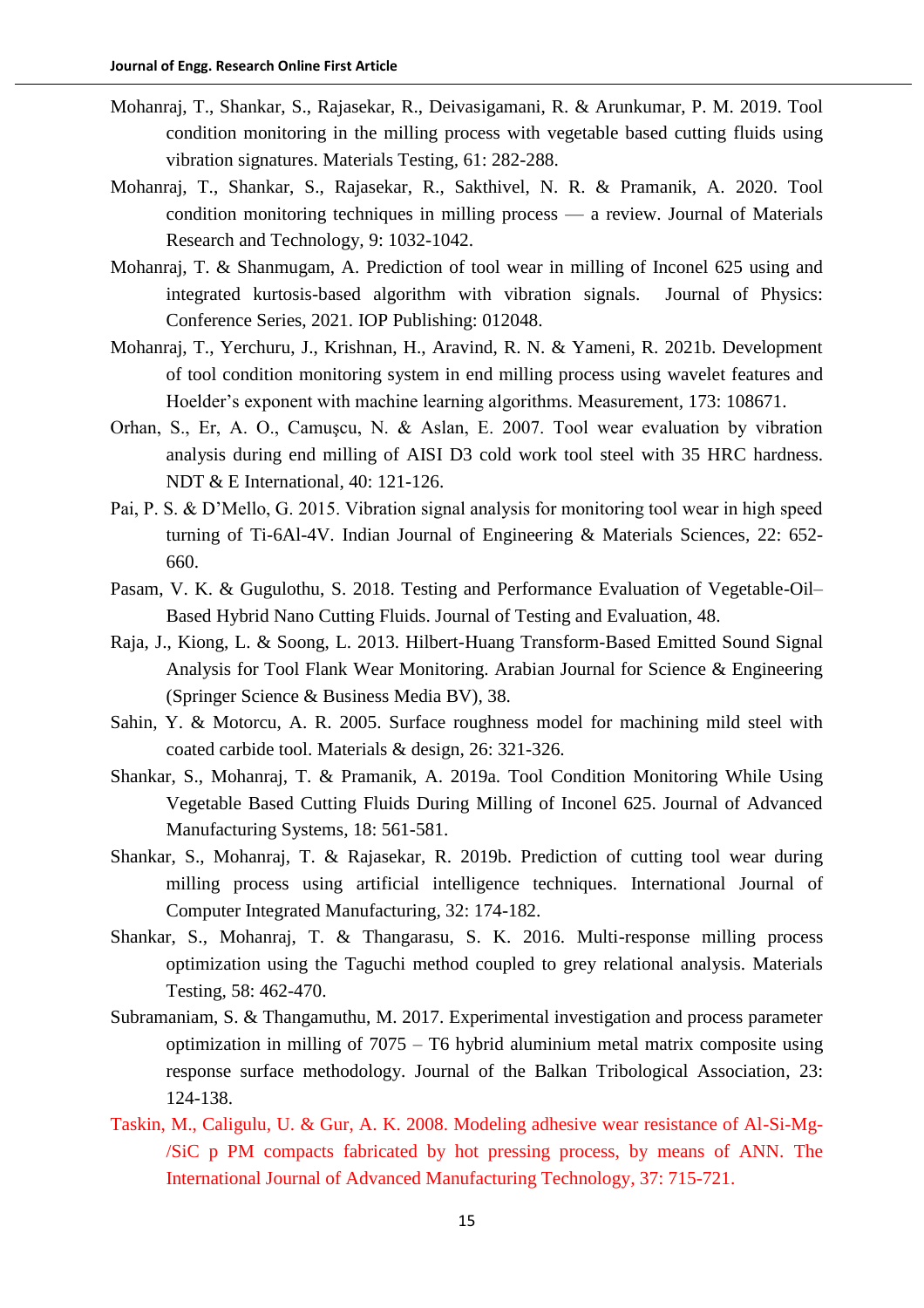Mohanraj, T., Shankar, S., Rajasekar, R., Deivasigamani, R. & Arunkumar, P. M. 2019. Tool condition monitoring in the milling process with vegetable based cutting fluids using vibration signatures. Materials Testing, 61: 282-288.

Mohanraj, T., Shankar, S., Rajasekar, R., Sakthivel, N. R. & Pramanik, A. 2020. Tool condition monitoring techniques in milling process — a review. Journal of Materials Research and Technology, 9: 1032-1042.

Mohanraj, T. & Shanmugam, A. Prediction of tool wear in milling of Inconel 625 using and integrated kurtosis-based algorithm with vibration signals. Journal of Physics: Conference Series, 2021. IOP Publishing: 012048.

Mohanraj, T., Yerchuru, J., Krishnan, H., Aravind, R. N. & Yameni, R. 2021b. Development of tool condition monitoring system in end milling process using wavelet features and Hoelder's exponent with machine learning algorithms. Measurement, 173: 108671.

Orhan, S., Er, A. O., Camuşcu, N. & Aslan, E. 2007. Tool wear evaluation by vibration analysis during end milling of AISI D3 cold work tool steel with 35 HRC hardness. NDT & E International, 40: 121-126.

Pai, P. S. & D'Mello, G. 2015. Vibration signal analysis for monitoring tool wear in high speed turning of Ti-6Al-4V. Indian Journal of Engineering & Materials Sciences, 22: 652-660.

Pasam, V. K. & Gugulothu, S. 2018. Testing and Performance Evaluation of Vegetable-Oil–Based Hybrid Nano Cutting Fluids. Journal of Testing and Evaluation, 48.

Raja, J., Kiong, L. & Soong, L. 2013. Hilbert-Huang Transform-Based Emitted Sound Signal Analysis for Tool Flank Wear Monitoring. Arabian Journal for Science & Engineering (Springer Science & Business Media BV), 38.

Sahin, Y. & Motorcu, A. R. 2005. Surface roughness model for machining mild steel with coated carbide tool. Materials & design, 26: 321-326.

Shankar, S., Mohanraj, T. & Pramanik, A. 2019a. Tool Condition Monitoring While Using Vegetable Based Cutting Fluids During Milling of Inconel 625. Journal of Advanced Manufacturing Systems, 18: 561-581.

Shankar, S., Mohanraj, T. & Rajasekar, R. 2019b. Prediction of cutting tool wear during milling process using artificial intelligence techniques. International Journal of Computer Integrated Manufacturing, 32: 174-182.

Shankar, S., Mohanraj, T. & Thangarasu, S. K. 2016. Multi-response milling process optimization using the Taguchi method coupled to grey relational analysis. Materials Testing, 58: 462-470.

Subramaniam, S. & Thangamuthu, M. 2017. Experimental investigation and process parameter optimization in milling of 7075 – T6 hybrid aluminium metal matrix composite using response surface methodology. Journal of the Balkan Tribological Association, 23: 124-138.

Taskin, M., Caligulu, U. & Gur, A. K. 2008. Modeling adhesive wear resistance of Al-Si-Mg-/SiC p PM compacts fabricated by hot pressing process, by means of ANN. The International Journal of Advanced Manufacturing Technology, 37: 715-721.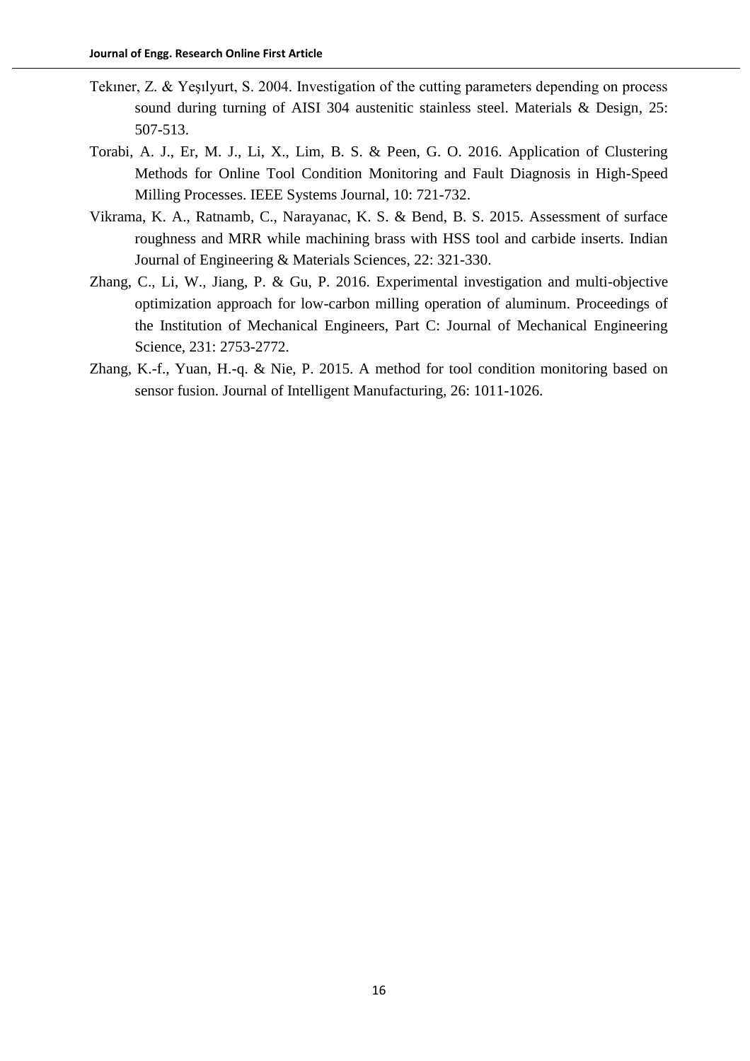Tekıner, Z. & Yeşılyurt, S. 2004. Investigation of the cutting parameters depending on process sound during turning of AISI 304 austenitic stainless steel. Materials & Design, 25: 507-513.

Torabi, A. J., Er, M. J., Li, X., Lim, B. S. & Peen, G. O. 2016. Application of Clustering Methods for Online Tool Condition Monitoring and Fault Diagnosis in High-Speed Milling Processes. IEEE Systems Journal, 10: 721-732.

Vikrama, K. A., Ratnamb, C., Narayanac, K. S. & Bend, B. S. 2015. Assessment of surface roughness and MRR while machining brass with HSS tool and carbide inserts. Indian Journal of Engineering & Materials Sciences, 22: 321-330.

Zhang, C., Li, W., Jiang, P. & Gu, P. 2016. Experimental investigation and multi-objective optimization approach for low-carbon milling operation of aluminum. Proceedings of the Institution of Mechanical Engineers, Part C: Journal of Mechanical Engineering Science, 231: 2753-2772.

Zhang, K.-f., Yuan, H.-q. & Nie, P. 2015. A method for tool condition monitoring based on sensor fusion. Journal of Intelligent Manufacturing, 26: 1011-1026.